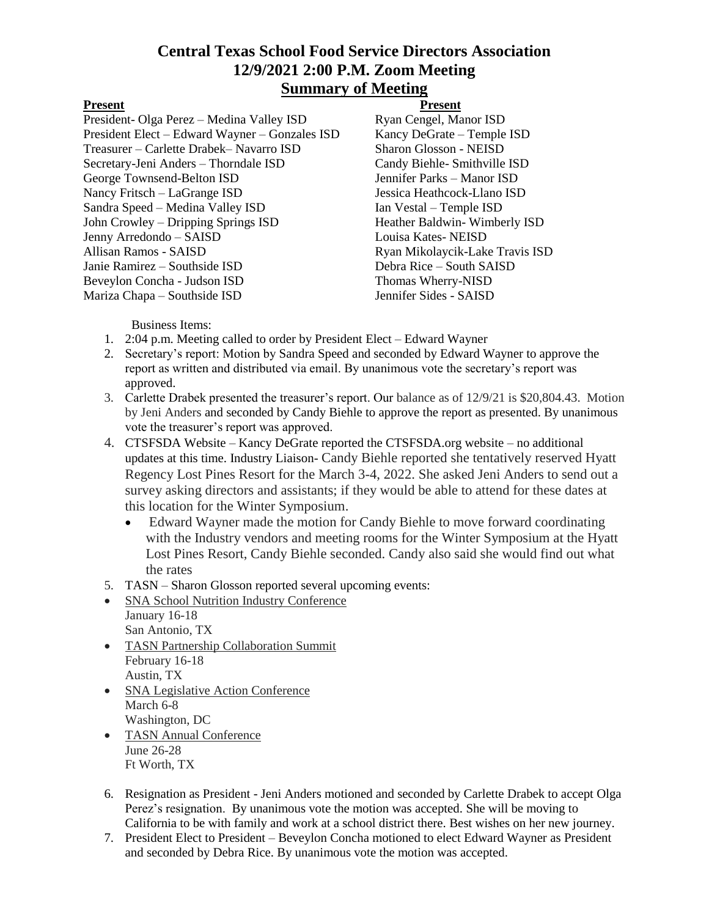# Central Texas School Food Service Directors Association
## 12/9/2021 2:00 P.M. Zoom Meeting
## Summary of Meeting

**Present**

President- Olga Perez – Medina Valley ISD
President Elect – Edward Wayner – Gonzales ISD
Treasurer – Carlette Drabek– Navarro ISD
Secretary-Jeni Anders – Thorndale ISD
George Townsend-Belton ISD
Nancy Fritsch – LaGrange ISD
Sandra Speed – Medina Valley ISD
John Crowley – Dripping Springs ISD
Jenny Arredondo – SAISD
Allisan Ramos - SAISD
Janie Ramirez – Southside ISD
Beveylon Concha - Judson ISD
Mariza Chapa – Southside ISD

**Present**

Ryan Cengel, Manor ISD
Kancy DeGrate – Temple ISD
Sharon Glosson - NEISD
Candy Biehle- Smithville ISD
Jennifer Parks – Manor ISD
Jessica Heathcock-Llano ISD
Ian Vestal – Temple ISD
Heather Baldwin- Wimberly ISD
Louisa Kates- NEISD
Ryan Mikolaycik-Lake Travis ISD
Debra Rice – South SAISD
Thomas Wherry-NISD
Jennifer Sides - SAISD

Business Items:

1. 2:04 p.m. Meeting called to order by President Elect – Edward Wayner
2. Secretary's report: Motion by Sandra Speed and seconded by Edward Wayner to approve the report as written and distributed via email. By unanimous vote the secretary's report was approved.
3. Carlette Drabek presented the treasurer's report. Our balance as of 12/9/21 is $20,804.43. Motion by Jeni Anders and seconded by Candy Biehle to approve the report as presented. By unanimous vote the treasurer's report was approved.
4. CTSFSDA Website – Kancy DeGrate reported the CTSFSDA.org website – no additional updates at this time. Industry Liaison- Candy Biehle reported she tentatively reserved Hyatt Regency Lost Pines Resort for the March 3-4, 2022. She asked Jeni Anders to send out a survey asking directors and assistants; if they would be able to attend for these dates at this location for the Winter Symposium.
   - Edward Wayner made the motion for Candy Biehle to move forward coordinating with the Industry vendors and meeting rooms for the Winter Symposium at the Hyatt Lost Pines Resort, Candy Biehle seconded. Candy also said she would find out what the rates
5. TASN – Sharon Glosson reported several upcoming events:
   - SNA School Nutrition Industry Conference
     January 16-18
     San Antonio, TX
   - TASN Partnership Collaboration Summit
     February 16-18
     Austin, TX
   - SNA Legislative Action Conference
     March 6-8
     Washington, DC
   - TASN Annual Conference
     June 26-28
     Ft Worth, TX
6. Resignation as President - Jeni Anders motioned and seconded by Carlette Drabek to accept Olga Perez's resignation. By unanimous vote the motion was accepted. She will be moving to California to be with family and work at a school district there. Best wishes on her new journey.
7. President Elect to President – Beveylon Concha motioned to elect Edward Wayner as President and seconded by Debra Rice. By unanimous vote the motion was accepted.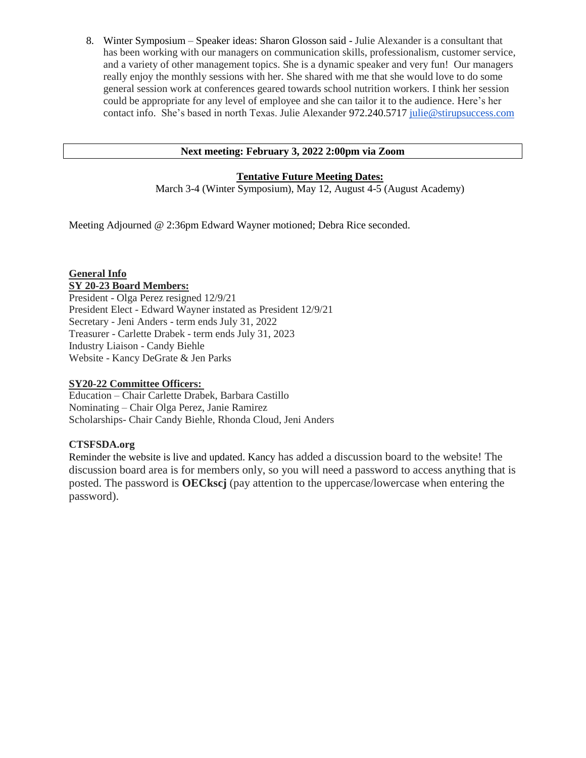8. Winter Symposium – Speaker ideas: Sharon Glosson said - Julie Alexander is a consultant that has been working with our managers on communication skills, professionalism, customer service, and a variety of other management topics. She is a dynamic speaker and very fun! Our managers really enjoy the monthly sessions with her. She shared with me that she would love to do some general session work at conferences geared towards school nutrition workers. I think her session could be appropriate for any level of employee and she can tailor it to the audience. Here's her contact info. She's based in north Texas. Julie Alexander 972.240.5717 julie@stirupsuccess.com

**Next meeting: February 3, 2022 2:00pm via Zoom**

**Tentative Future Meeting Dates:**

March 3-4 (Winter Symposium), May 12, August 4-5 (August Academy)

Meeting Adjourned @ 2:36pm Edward Wayner motioned; Debra Rice seconded.

**General Info**

**SY 20-23 Board Members:**

President - Olga Perez resigned 12/9/21
President Elect - Edward Wayner instated as President 12/9/21
Secretary - Jeni Anders - term ends July 31, 2022
Treasurer - Carlette Drabek - term ends July 31, 2023
Industry Liaison - Candy Biehle
Website - Kancy DeGrate & Jen Parks

**SY20-22 Committee Officers:**

Education – Chair Carlette Drabek, Barbara Castillo
Nominating – Chair Olga Perez, Janie Ramirez
Scholarships- Chair Candy Biehle, Rhonda Cloud, Jeni Anders

**CTSFSDA.org**

Reminder the website is live and updated. Kancy has added a discussion board to the website! The discussion board area is for members only, so you will need a password to access anything that is posted. The password is **OECkscj** (pay attention to the uppercase/lowercase when entering the password).